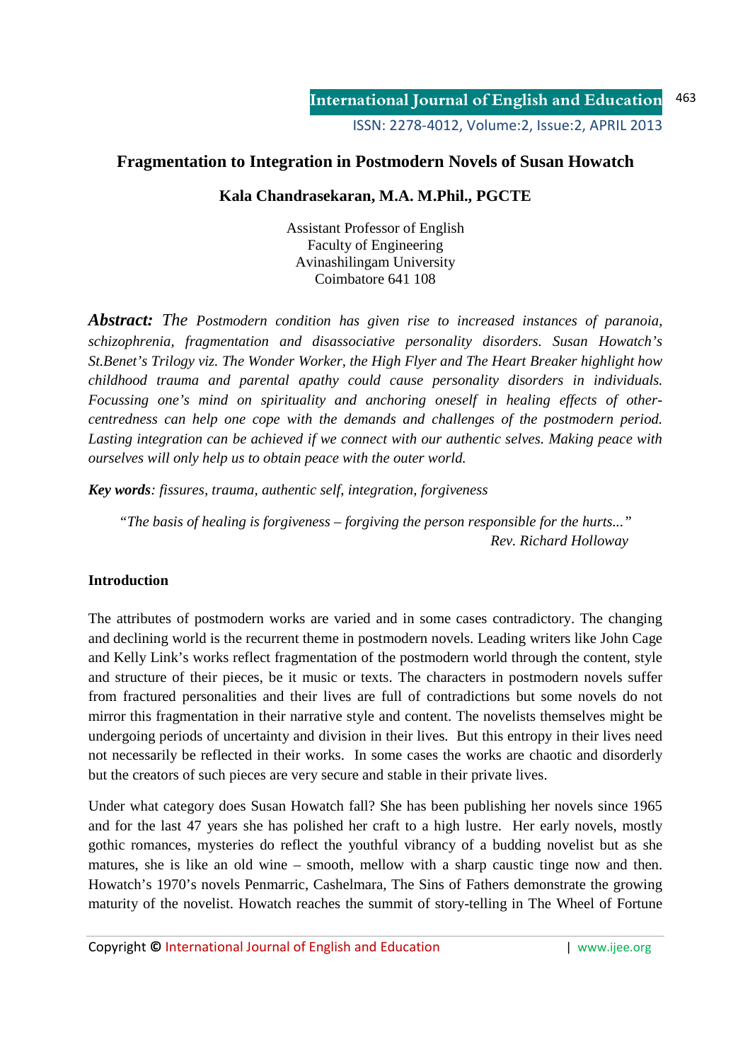# Fragmentation to Integration in Postmodern Novels of Susan Howatch

**Kala Chandrasekaran, M.A. M.Phil., PGCTE**

Assistant Professor of English
Faculty of Engineering
Avinashilingam University
Coimbatore 641 108

***Abstract:*** *The Postmodern condition has given rise to increased instances of paranoia, schizophrenia, fragmentation and disassociative personality disorders. Susan Howatch's St.Benet's Trilogy viz. The Wonder Worker, the High Flyer and The Heart Breaker highlight how childhood trauma and parental apathy could cause personality disorders in individuals. Focussing one's mind on spirituality and anchoring oneself in healing effects of other-centredness can help one cope with the demands and challenges of the postmodern period. Lasting integration can be achieved if we connect with our authentic selves. Making peace with ourselves will only help us to obtain peace with the outer world.*

***Key words****: fissures, trauma, authentic self, integration, forgiveness*

> *"The basis of healing is forgiveness – forgiving the person responsible for the hurts..."*
> *Rev. Richard Holloway*

**Introduction**

The attributes of postmodern works are varied and in some cases contradictory. The changing and declining world is the recurrent theme in postmodern novels. Leading writers like John Cage and Kelly Link's works reflect fragmentation of the postmodern world through the content, style and structure of their pieces, be it music or texts. The characters in postmodern novels suffer from fractured personalities and their lives are full of contradictions but some novels do not mirror this fragmentation in their narrative style and content. The novelists themselves might be undergoing periods of uncertainty and division in their lives. But this entropy in their lives need not necessarily be reflected in their works. In some cases the works are chaotic and disorderly but the creators of such pieces are very secure and stable in their private lives.

Under what category does Susan Howatch fall? She has been publishing her novels since 1965 and for the last 47 years she has polished her craft to a high lustre. Her early novels, mostly gothic romances, mysteries do reflect the youthful vibrancy of a budding novelist but as she matures, she is like an old wine – smooth, mellow with a sharp caustic tinge now and then. Howatch's 1970's novels Penmarric, Cashelmara, The Sins of Fathers demonstrate the growing maturity of the novelist. Howatch reaches the summit of story-telling in The Wheel of Fortune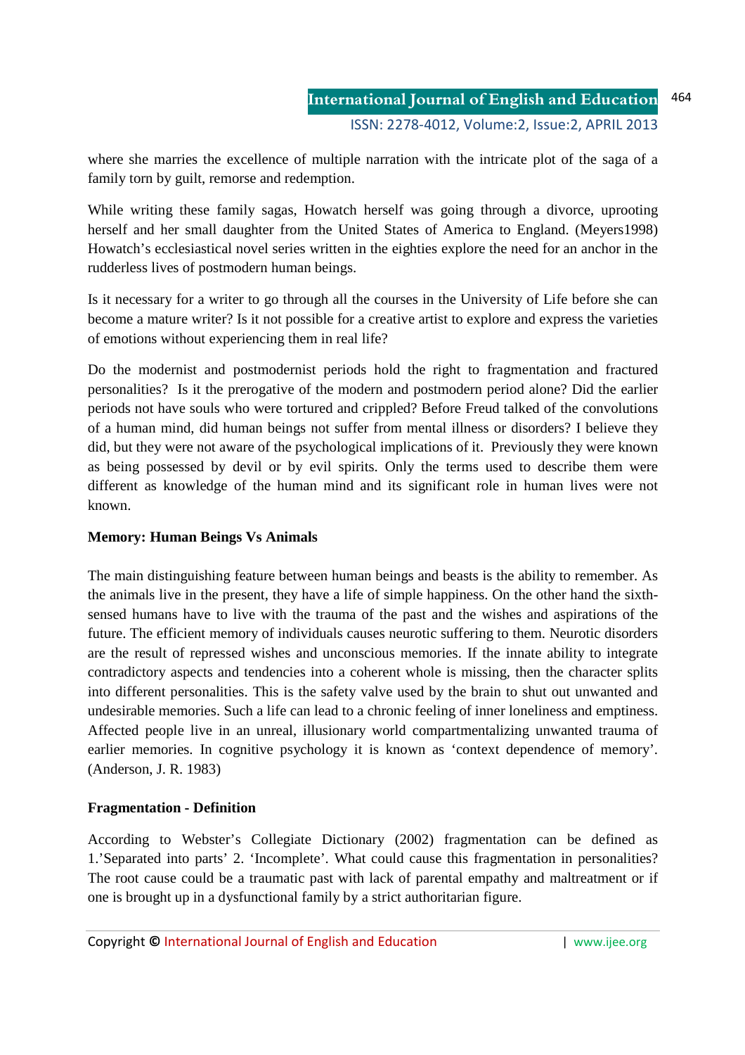where she marries the excellence of multiple narration with the intricate plot of the saga of a family torn by guilt, remorse and redemption.

While writing these family sagas, Howatch herself was going through a divorce, uprooting herself and her small daughter from the United States of America to England. (Meyers1998) Howatch's ecclesiastical novel series written in the eighties explore the need for an anchor in the rudderless lives of postmodern human beings.

Is it necessary for a writer to go through all the courses in the University of Life before she can become a mature writer? Is it not possible for a creative artist to explore and express the varieties of emotions without experiencing them in real life?

Do the modernist and postmodernist periods hold the right to fragmentation and fractured personalities? Is it the prerogative of the modern and postmodern period alone? Did the earlier periods not have souls who were tortured and crippled? Before Freud talked of the convolutions of a human mind, did human beings not suffer from mental illness or disorders? I believe they did, but they were not aware of the psychological implications of it. Previously they were known as being possessed by devil or by evil spirits. Only the terms used to describe them were different as knowledge of the human mind and its significant role in human lives were not known.

**Memory: Human Beings Vs Animals**

The main distinguishing feature between human beings and beasts is the ability to remember. As the animals live in the present, they have a life of simple happiness. On the other hand the sixth-sensed humans have to live with the trauma of the past and the wishes and aspirations of the future. The efficient memory of individuals causes neurotic suffering to them. Neurotic disorders are the result of repressed wishes and unconscious memories. If the innate ability to integrate contradictory aspects and tendencies into a coherent whole is missing, then the character splits into different personalities. This is the safety valve used by the brain to shut out unwanted and undesirable memories. Such a life can lead to a chronic feeling of inner loneliness and emptiness. Affected people live in an unreal, illusionary world compartmentalizing unwanted trauma of earlier memories. In cognitive psychology it is known as 'context dependence of memory'. (Anderson, J. R. 1983)

**Fragmentation - Definition**

According to Webster's Collegiate Dictionary (2002) fragmentation can be defined as 1.'Separated into parts' 2. 'Incomplete'. What could cause this fragmentation in personalities? The root cause could be a traumatic past with lack of parental empathy and maltreatment or if one is brought up in a dysfunctional family by a strict authoritarian figure.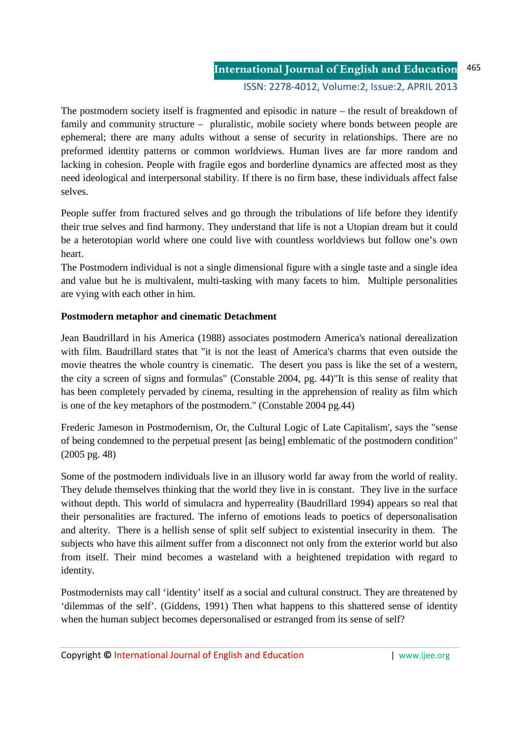The postmodern society itself is fragmented and episodic in nature – the result of breakdown of family and community structure – pluralistic, mobile society where bonds between people are ephemeral; there are many adults without a sense of security in relationships. There are no preformed identity patterns or common worldviews. Human lives are far more random and lacking in cohesion. People with fragile egos and borderline dynamics are affected most as they need ideological and interpersonal stability. If there is no firm base, these individuals affect false selves.

People suffer from fractured selves and go through the tribulations of life before they identify their true selves and find harmony. They understand that life is not a Utopian dream but it could be a heterotopian world where one could live with countless worldviews but follow one's own heart.

The Postmodern individual is not a single dimensional figure with a single taste and a single idea and value but he is multivalent, multi-tasking with many facets to him. Multiple personalities are vying with each other in him.

**Postmodern metaphor and cinematic Detachment**

Jean Baudrillard in his America (1988) associates postmodern America's national derealization with film. Baudrillard states that "it is not the least of America's charms that even outside the movie theatres the whole country is cinematic. The desert you pass is like the set of a western, the city a screen of signs and formulas" (Constable 2004, pg. 44)"It is this sense of reality that has been completely pervaded by cinema, resulting in the apprehension of reality as film which is one of the key metaphors of the postmodern." (Constable 2004 pg.44)

Frederic Jameson in Postmodernism, Or, the Cultural Logic of Late Capitalism', says the "sense of being condemned to the perpetual present [as being] emblematic of the postmodern condition" (2005 pg. 48)

Some of the postmodern individuals live in an illusory world far away from the world of reality. They delude themselves thinking that the world they live in is constant. They live in the surface without depth. This world of simulacra and hyperreality (Baudrillard 1994) appears so real that their personalities are fractured. The inferno of emotions leads to poetics of depersonalisation and alterity. There is a hellish sense of split self subject to existential insecurity in them. The subjects who have this ailment suffer from a disconnect not only from the exterior world but also from itself. Their mind becomes a wasteland with a heightened trepidation with regard to identity.

Postmodernists may call 'identity' itself as a social and cultural construct. They are threatened by 'dilemmas of the self'. (Giddens, 1991) Then what happens to this shattered sense of identity when the human subject becomes depersonalised or estranged from its sense of self?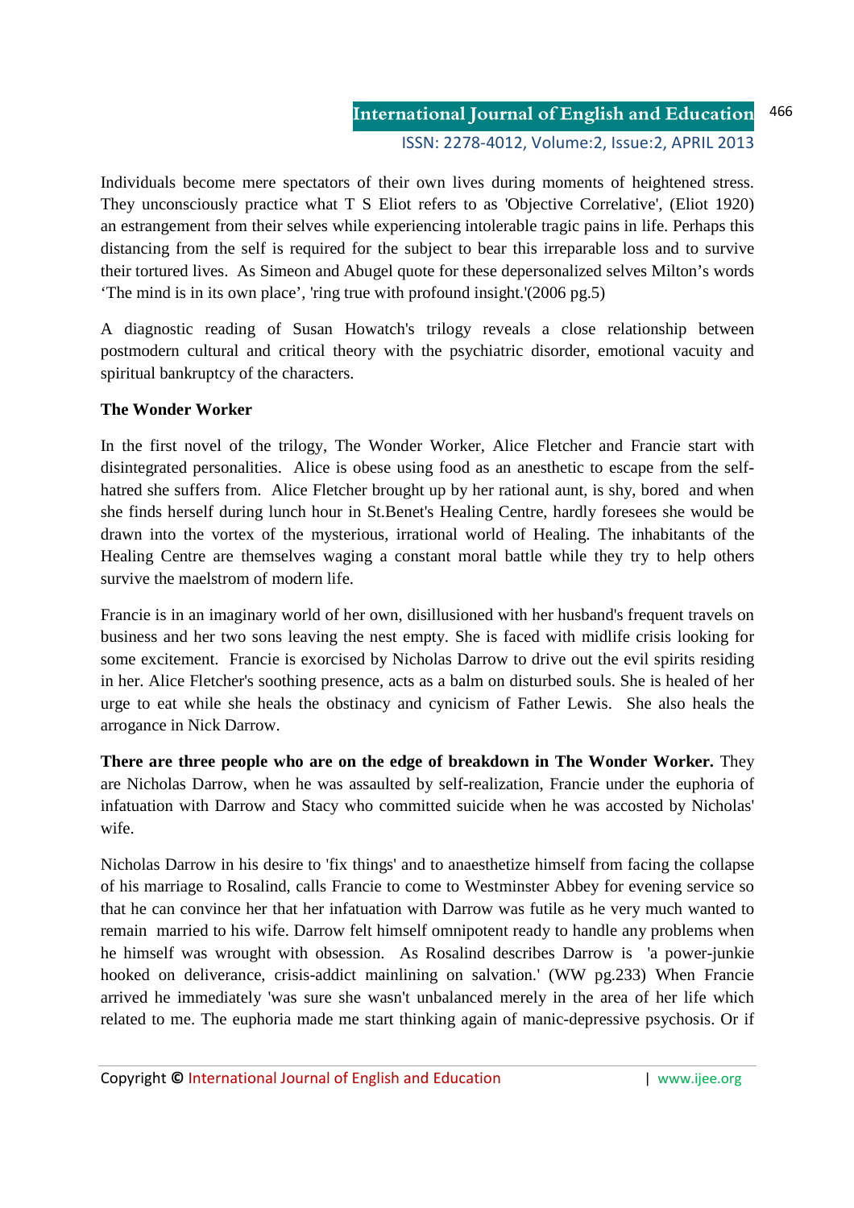Individuals become mere spectators of their own lives during moments of heightened stress. They unconsciously practice what T S Eliot refers to as 'Objective Correlative', (Eliot 1920) an estrangement from their selves while experiencing intolerable tragic pains in life. Perhaps this distancing from the self is required for the subject to bear this irreparable loss and to survive their tortured lives. As Simeon and Abugel quote for these depersonalized selves Milton's words 'The mind is in its own place', 'ring true with profound insight.'(2006 pg.5)

A diagnostic reading of Susan Howatch's trilogy reveals a close relationship between postmodern cultural and critical theory with the psychiatric disorder, emotional vacuity and spiritual bankruptcy of the characters.

**The Wonder Worker**

In the first novel of the trilogy, The Wonder Worker, Alice Fletcher and Francie start with disintegrated personalities. Alice is obese using food as an anesthetic to escape from the self-hatred she suffers from. Alice Fletcher brought up by her rational aunt, is shy, bored and when she finds herself during lunch hour in St.Benet's Healing Centre, hardly foresees she would be drawn into the vortex of the mysterious, irrational world of Healing. The inhabitants of the Healing Centre are themselves waging a constant moral battle while they try to help others survive the maelstrom of modern life.

Francie is in an imaginary world of her own, disillusioned with her husband's frequent travels on business and her two sons leaving the nest empty. She is faced with midlife crisis looking for some excitement. Francie is exorcised by Nicholas Darrow to drive out the evil spirits residing in her. Alice Fletcher's soothing presence, acts as a balm on disturbed souls. She is healed of her urge to eat while she heals the obstinacy and cynicism of Father Lewis. She also heals the arrogance in Nick Darrow.

**There are three people who are on the edge of breakdown in The Wonder Worker.** They are Nicholas Darrow, when he was assaulted by self-realization, Francie under the euphoria of infatuation with Darrow and Stacy who committed suicide when he was accosted by Nicholas' wife.

Nicholas Darrow in his desire to 'fix things' and to anaesthetize himself from facing the collapse of his marriage to Rosalind, calls Francie to come to Westminster Abbey for evening service so that he can convince her that her infatuation with Darrow was futile as he very much wanted to remain married to his wife. Darrow felt himself omnipotent ready to handle any problems when he himself was wrought with obsession. As Rosalind describes Darrow is 'a power-junkie hooked on deliverance, crisis-addict mainlining on salvation.' (WW pg.233) When Francie arrived he immediately 'was sure she wasn't unbalanced merely in the area of her life which related to me. The euphoria made me start thinking again of manic-depressive psychosis. Or if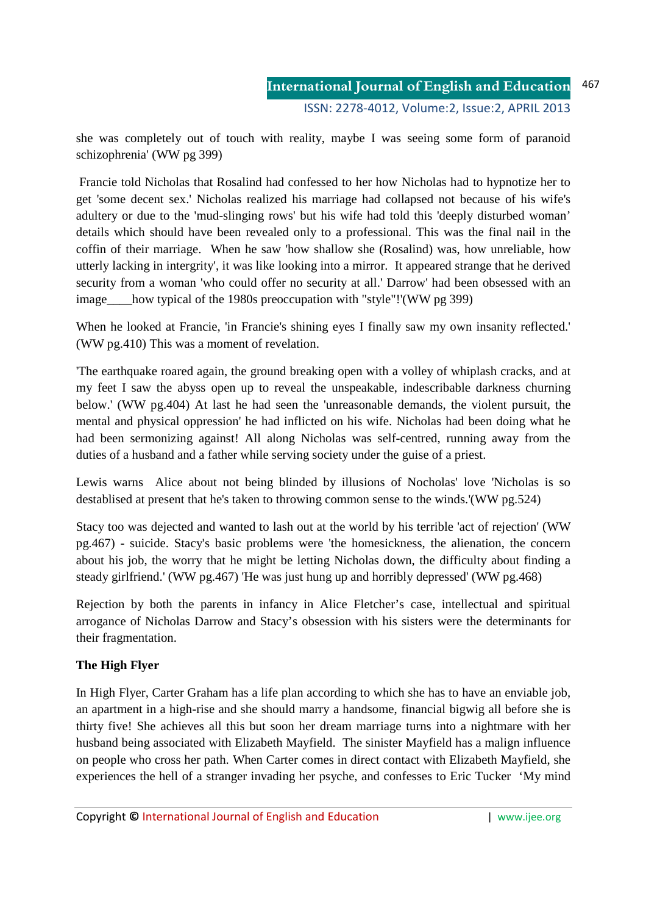she was completely out of touch with reality, maybe I was seeing some form of paranoid schizophrenia' (WW pg 399)

Francie told Nicholas that Rosalind had confessed to her how Nicholas had to hypnotize her to get 'some decent sex.' Nicholas realized his marriage had collapsed not because of his wife's adultery or due to the 'mud-slinging rows' but his wife had told this 'deeply disturbed woman' details which should have been revealed only to a professional. This was the final nail in the coffin of their marriage. When he saw 'how shallow she (Rosalind) was, how unreliable, how utterly lacking in intergrity', it was like looking into a mirror. It appeared strange that he derived security from a woman 'who could offer no security at all.' Darrow' had been obsessed with an image____how typical of the 1980s preoccupation with "style"!'(WW pg 399)

When he looked at Francie, 'in Francie's shining eyes I finally saw my own insanity reflected.' (WW pg.410) This was a moment of revelation.

'The earthquake roared again, the ground breaking open with a volley of whiplash cracks, and at my feet I saw the abyss open up to reveal the unspeakable, indescribable darkness churning below.' (WW pg.404) At last he had seen the 'unreasonable demands, the violent pursuit, the mental and physical oppression' he had inflicted on his wife. Nicholas had been doing what he had been sermonizing against! All along Nicholas was self-centred, running away from the duties of a husband and a father while serving society under the guise of a priest.

Lewis warns Alice about not being blinded by illusions of Nocholas' love 'Nicholas is so destablised at present that he's taken to throwing common sense to the winds.'(WW pg.524)

Stacy too was dejected and wanted to lash out at the world by his terrible 'act of rejection' (WW pg.467) - suicide. Stacy's basic problems were 'the homesickness, the alienation, the concern about his job, the worry that he might be letting Nicholas down, the difficulty about finding a steady girlfriend.' (WW pg.467) 'He was just hung up and horribly depressed' (WW pg.468)

Rejection by both the parents in infancy in Alice Fletcher's case, intellectual and spiritual arrogance of Nicholas Darrow and Stacy's obsession with his sisters were the determinants for their fragmentation.

**The High Flyer**

In High Flyer, Carter Graham has a life plan according to which she has to have an enviable job, an apartment in a high-rise and she should marry a handsome, financial bigwig all before she is thirty five! She achieves all this but soon her dream marriage turns into a nightmare with her husband being associated with Elizabeth Mayfield. The sinister Mayfield has a malign influence on people who cross her path. When Carter comes in direct contact with Elizabeth Mayfield, she experiences the hell of a stranger invading her psyche, and confesses to Eric Tucker 'My mind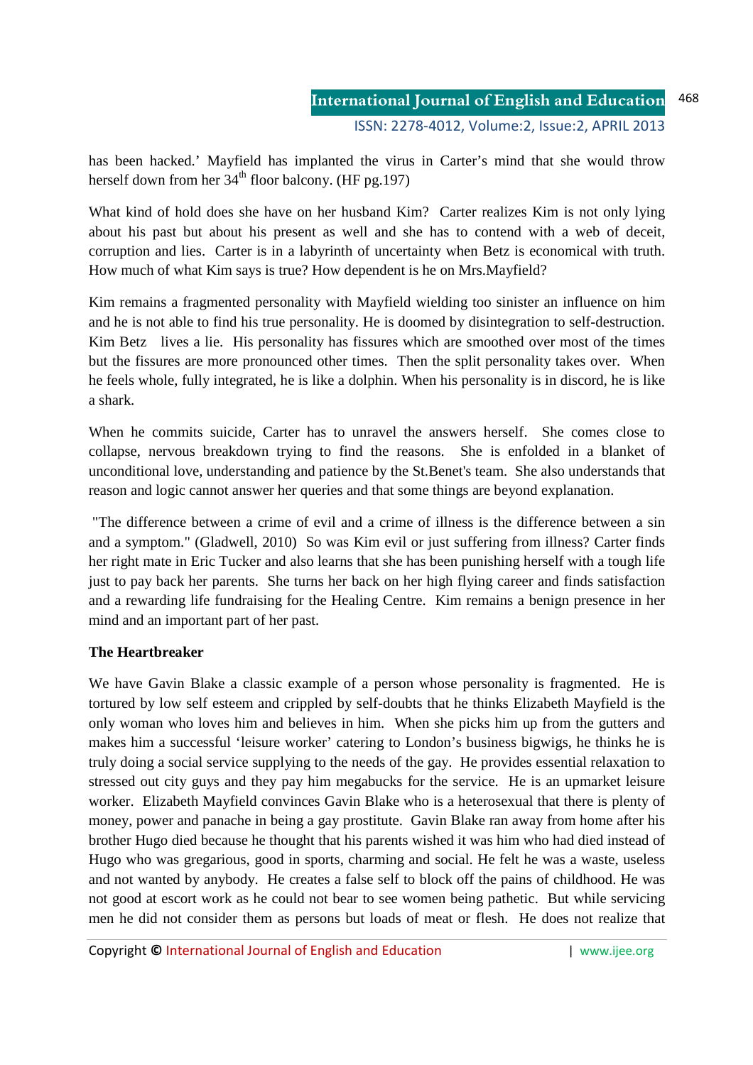has been hacked.' Mayfield has implanted the virus in Carter's mind that she would throw herself down from her 34th floor balcony. (HF pg.197)

What kind of hold does she have on her husband Kim? Carter realizes Kim is not only lying about his past but about his present as well and she has to contend with a web of deceit, corruption and lies. Carter is in a labyrinth of uncertainty when Betz is economical with truth. How much of what Kim says is true? How dependent is he on Mrs.Mayfield?

Kim remains a fragmented personality with Mayfield wielding too sinister an influence on him and he is not able to find his true personality. He is doomed by disintegration to self-destruction. Kim Betz lives a lie. His personality has fissures which are smoothed over most of the times but the fissures are more pronounced other times. Then the split personality takes over. When he feels whole, fully integrated, he is like a dolphin. When his personality is in discord, he is like a shark.

When he commits suicide, Carter has to unravel the answers herself. She comes close to collapse, nervous breakdown trying to find the reasons. She is enfolded in a blanket of unconditional love, understanding and patience by the St.Benet's team. She also understands that reason and logic cannot answer her queries and that some things are beyond explanation.

"The difference between a crime of evil and a crime of illness is the difference between a sin and a symptom." (Gladwell, 2010) So was Kim evil or just suffering from illness? Carter finds her right mate in Eric Tucker and also learns that she has been punishing herself with a tough life just to pay back her parents. She turns her back on her high flying career and finds satisfaction and a rewarding life fundraising for the Healing Centre. Kim remains a benign presence in her mind and an important part of her past.

**The Heartbreaker**

We have Gavin Blake a classic example of a person whose personality is fragmented. He is tortured by low self esteem and crippled by self-doubts that he thinks Elizabeth Mayfield is the only woman who loves him and believes in him. When she picks him up from the gutters and makes him a successful 'leisure worker' catering to London's business bigwigs, he thinks he is truly doing a social service supplying to the needs of the gay. He provides essential relaxation to stressed out city guys and they pay him megabucks for the service. He is an upmarket leisure worker. Elizabeth Mayfield convinces Gavin Blake who is a heterosexual that there is plenty of money, power and panache in being a gay prostitute. Gavin Blake ran away from home after his brother Hugo died because he thought that his parents wished it was him who had died instead of Hugo who was gregarious, good in sports, charming and social. He felt he was a waste, useless and not wanted by anybody. He creates a false self to block off the pains of childhood. He was not good at escort work as he could not bear to see women being pathetic. But while servicing men he did not consider them as persons but loads of meat or flesh. He does not realize that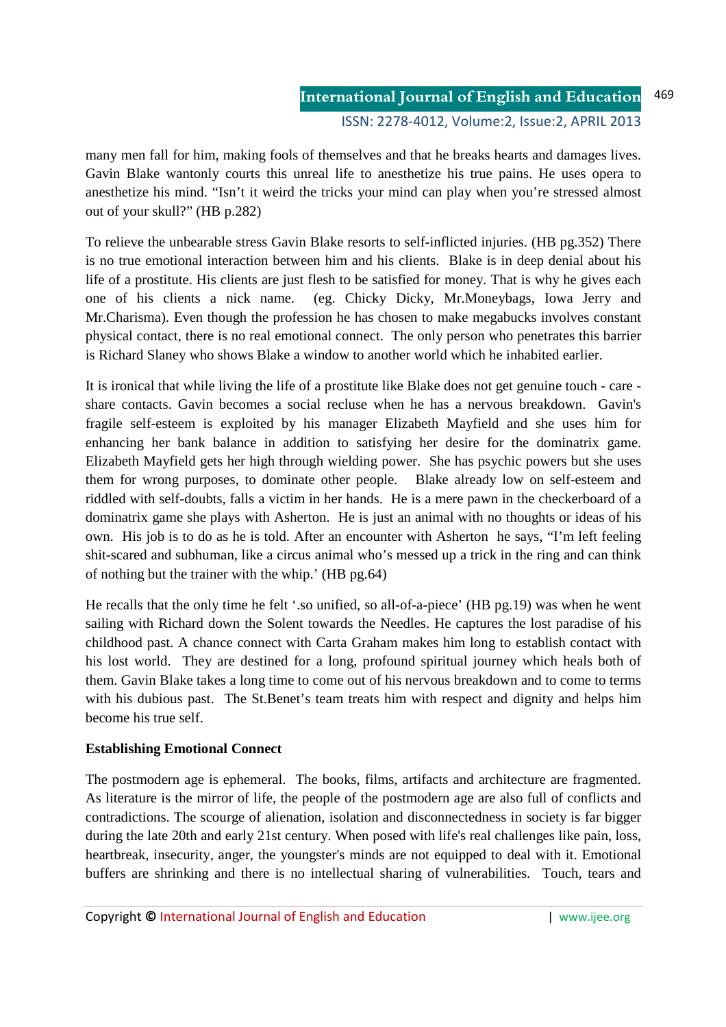many men fall for him, making fools of themselves and that he breaks hearts and damages lives. Gavin Blake wantonly courts this unreal life to anesthetize his true pains. He uses opera to anesthetize his mind. "Isn't it weird the tricks your mind can play when you're stressed almost out of your skull?" (HB p.282)

To relieve the unbearable stress Gavin Blake resorts to self-inflicted injuries. (HB pg.352) There is no true emotional interaction between him and his clients. Blake is in deep denial about his life of a prostitute. His clients are just flesh to be satisfied for money. That is why he gives each one of his clients a nick name. (eg. Chicky Dicky, Mr.Moneybags, Iowa Jerry and Mr.Charisma). Even though the profession he has chosen to make megabucks involves constant physical contact, there is no real emotional connect. The only person who penetrates this barrier is Richard Slaney who shows Blake a window to another world which he inhabited earlier.

It is ironical that while living the life of a prostitute like Blake does not get genuine touch - care - share contacts. Gavin becomes a social recluse when he has a nervous breakdown. Gavin's fragile self-esteem is exploited by his manager Elizabeth Mayfield and she uses him for enhancing her bank balance in addition to satisfying her desire for the dominatrix game. Elizabeth Mayfield gets her high through wielding power. She has psychic powers but she uses them for wrong purposes, to dominate other people. Blake already low on self-esteem and riddled with self-doubts, falls a victim in her hands. He is a mere pawn in the checkerboard of a dominatrix game she plays with Asherton. He is just an animal with no thoughts or ideas of his own. His job is to do as he is told. After an encounter with Asherton he says, "I'm left feeling shit-scared and subhuman, like a circus animal who's messed up a trick in the ring and can think of nothing but the trainer with the whip.' (HB pg.64)

He recalls that the only time he felt '.so unified, so all-of-a-piece' (HB pg.19) was when he went sailing with Richard down the Solent towards the Needles. He captures the lost paradise of his childhood past. A chance connect with Carta Graham makes him long to establish contact with his lost world. They are destined for a long, profound spiritual journey which heals both of them. Gavin Blake takes a long time to come out of his nervous breakdown and to come to terms with his dubious past. The St.Benet's team treats him with respect and dignity and helps him become his true self.

**Establishing Emotional Connect**

The postmodern age is ephemeral. The books, films, artifacts and architecture are fragmented. As literature is the mirror of life, the people of the postmodern age are also full of conflicts and contradictions. The scourge of alienation, isolation and disconnectedness in society is far bigger during the late 20th and early 21st century. When posed with life's real challenges like pain, loss, heartbreak, insecurity, anger, the youngster's minds are not equipped to deal with it. Emotional buffers are shrinking and there is no intellectual sharing of vulnerabilities. Touch, tears and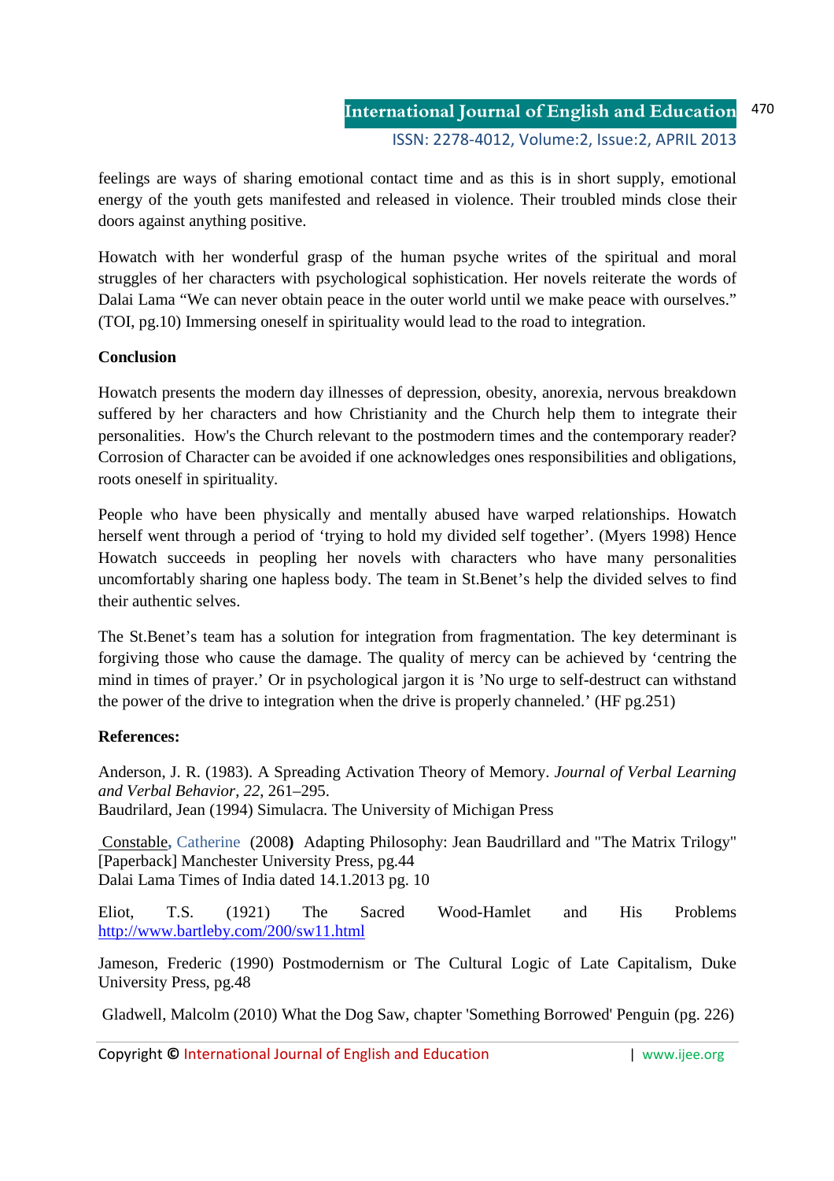feelings are ways of sharing emotional contact time and as this is in short supply, emotional energy of the youth gets manifested and released in violence. Their troubled minds close their doors against anything positive.

Howatch with her wonderful grasp of the human psyche writes of the spiritual and moral struggles of her characters with psychological sophistication. Her novels reiterate the words of Dalai Lama "We can never obtain peace in the outer world until we make peace with ourselves." (TOI, pg.10) Immersing oneself in spirituality would lead to the road to integration.

**Conclusion**

Howatch presents the modern day illnesses of depression, obesity, anorexia, nervous breakdown suffered by her characters and how Christianity and the Church help them to integrate their personalities. How's the Church relevant to the postmodern times and the contemporary reader? Corrosion of Character can be avoided if one acknowledges ones responsibilities and obligations, roots oneself in spirituality.

People who have been physically and mentally abused have warped relationships. Howatch herself went through a period of 'trying to hold my divided self together'. (Myers 1998) Hence Howatch succeeds in peopling her novels with characters who have many personalities uncomfortably sharing one hapless body. The team in St.Benet's help the divided selves to find their authentic selves.

The St.Benet's team has a solution for integration from fragmentation. The key determinant is forgiving those who cause the damage. The quality of mercy can be achieved by 'centring the mind in times of prayer.' Or in psychological jargon it is 'No urge to self-destruct can withstand the power of the drive to integration when the drive is properly channeled.' (HF pg.251)

**References:**

Anderson, J. R. (1983). A Spreading Activation Theory of Memory. *Journal of Verbal Learning and Verbal Behavior*, *22*, 261–295.
Baudrilard, Jean (1994) Simulacra. The University of Michigan Press

Constable, Catherine (2008) Adapting Philosophy: Jean Baudrillard and "The Matrix Trilogy" [Paperback] Manchester University Press, pg.44
Dalai Lama Times of India dated 14.1.2013 pg. 10

Eliot, T.S. (1921) The Sacred Wood-Hamlet and His Problems http://www.bartleby.com/200/sw11.html

Jameson, Frederic (1990) Postmodernism or The Cultural Logic of Late Capitalism, Duke University Press, pg.48

Gladwell, Malcolm (2010) What the Dog Saw, chapter 'Something Borrowed' Penguin (pg. 226)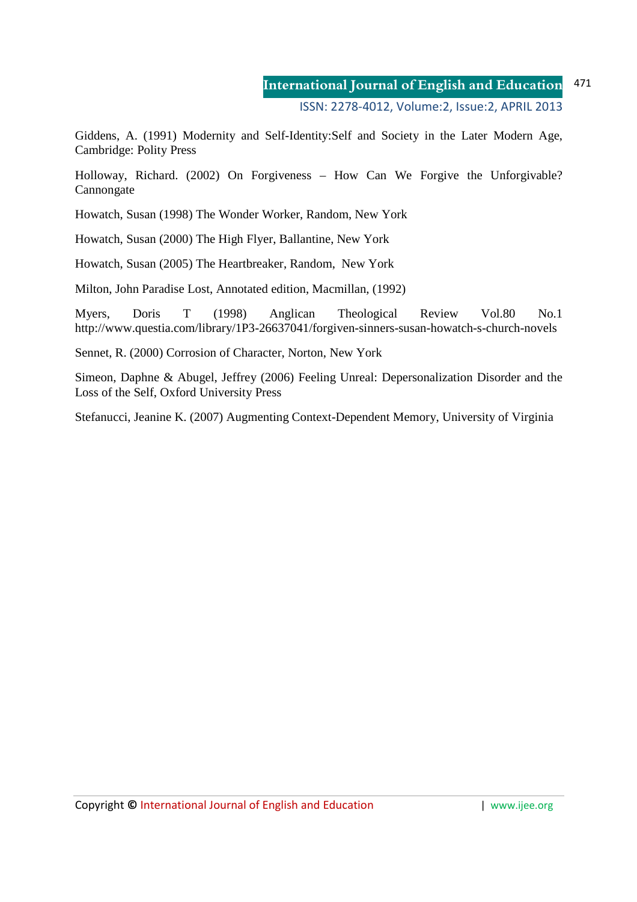Giddens, A. (1991) Modernity and Self-Identity:Self and Society in the Later Modern Age, Cambridge: Polity Press

Holloway, Richard. (2002) On Forgiveness – How Can We Forgive the Unforgivable? Cannongate

Howatch, Susan (1998) The Wonder Worker, Random, New York

Howatch, Susan (2000) The High Flyer, Ballantine, New York

Howatch, Susan (2005) The Heartbreaker, Random, New York

Milton, John Paradise Lost, Annotated edition, Macmillan, (1992)

Myers, Doris T (1998) Anglican Theological Review Vol.80 No.1 http://www.questia.com/library/1P3-26637041/forgiven-sinners-susan-howatch-s-church-novels

Sennet, R. (2000) Corrosion of Character, Norton, New York

Simeon, Daphne & Abugel, Jeffrey (2006) Feeling Unreal: Depersonalization Disorder and the Loss of the Self, Oxford University Press

Stefanucci, Jeanine K. (2007) Augmenting Context-Dependent Memory, University of Virginia